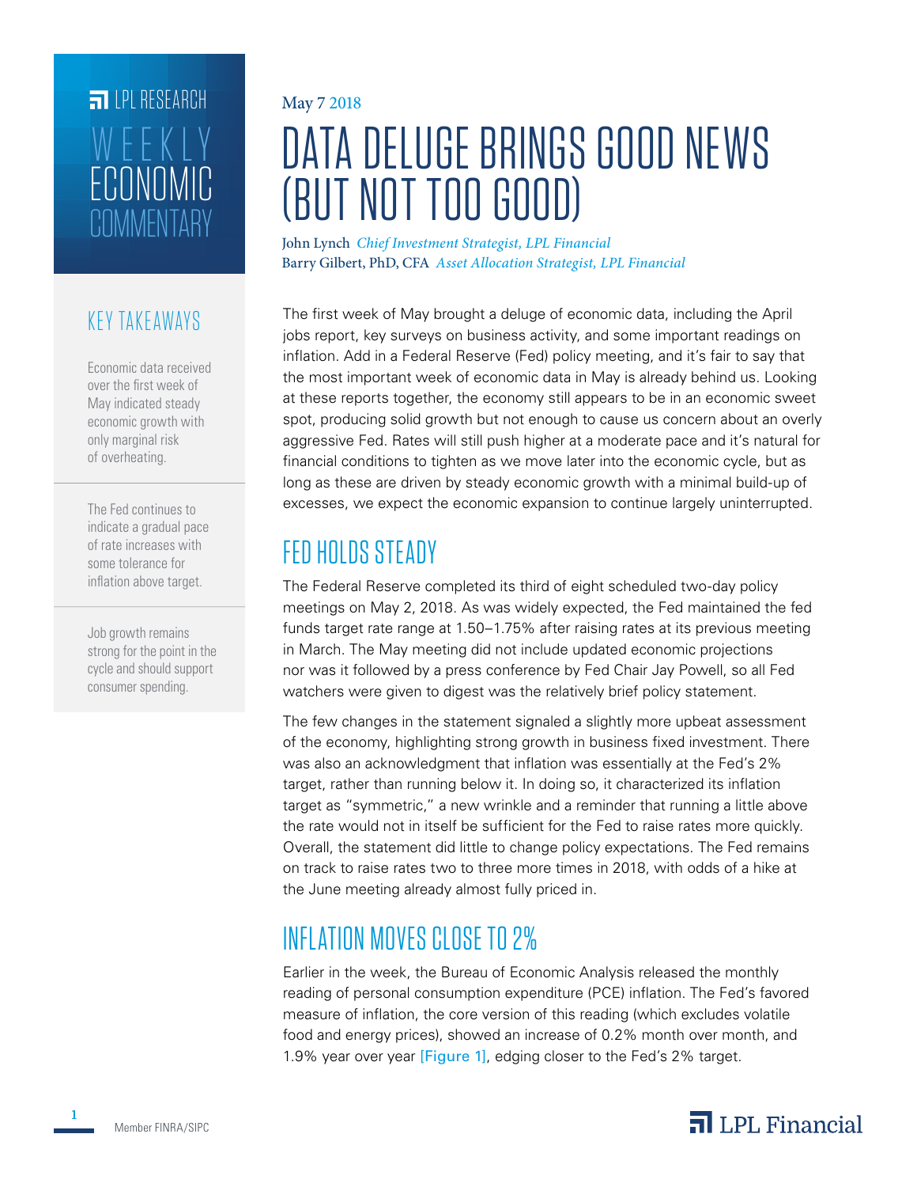LPL RESEARCH

WEEKLY ECONOMIC COMMENTARY

May 7 2018

# DATA DELUGE BRINGS GOOD NEWS (BUT NOT TOO GOOD)

John Lynch *Chief Investment Strategist, LPL Financial*
Barry Gilbert, PhD, CFA *Asset Allocation Strategist, LPL Financial*

## KEY TAKEAWAYS

Economic data received over the first week of May indicated steady economic growth with only marginal risk of overheating.

The Fed continues to indicate a gradual pace of rate increases with some tolerance for inflation above target.

Job growth remains strong for the point in the cycle and should support consumer spending.

The first week of May brought a deluge of economic data, including the April jobs report, key surveys on business activity, and some important readings on inflation. Add in a Federal Reserve (Fed) policy meeting, and it's fair to say that the most important week of economic data in May is already behind us. Looking at these reports together, the economy still appears to be in an economic sweet spot, producing solid growth but not enough to cause us concern about an overly aggressive Fed. Rates will still push higher at a moderate pace and it's natural for financial conditions to tighten as we move later into the economic cycle, but as long as these are driven by steady economic growth with a minimal build-up of excesses, we expect the economic expansion to continue largely uninterrupted.

## FED HOLDS STEADY

The Federal Reserve completed its third of eight scheduled two-day policy meetings on May 2, 2018. As was widely expected, the Fed maintained the fed funds target rate range at 1.50–1.75% after raising rates at its previous meeting in March. The May meeting did not include updated economic projections nor was it followed by a press conference by Fed Chair Jay Powell, so all Fed watchers were given to digest was the relatively brief policy statement.

The few changes in the statement signaled a slightly more upbeat assessment of the economy, highlighting strong growth in business fixed investment. There was also an acknowledgment that inflation was essentially at the Fed's 2% target, rather than running below it. In doing so, it characterized its inflation target as "symmetric," a new wrinkle and a reminder that running a little above the rate would not in itself be sufficient for the Fed to raise rates more quickly. Overall, the statement did little to change policy expectations. The Fed remains on track to raise rates two to three more times in 2018, with odds of a hike at the June meeting already almost fully priced in.

## INFLATION MOVES CLOSE TO 2%

Earlier in the week, the Bureau of Economic Analysis released the monthly reading of personal consumption expenditure (PCE) inflation. The Fed's favored measure of inflation, the core version of this reading (which excludes volatile food and energy prices), showed an increase of 0.2% month over month, and 1.9% year over year [Figure 1], edging closer to the Fed's 2% target.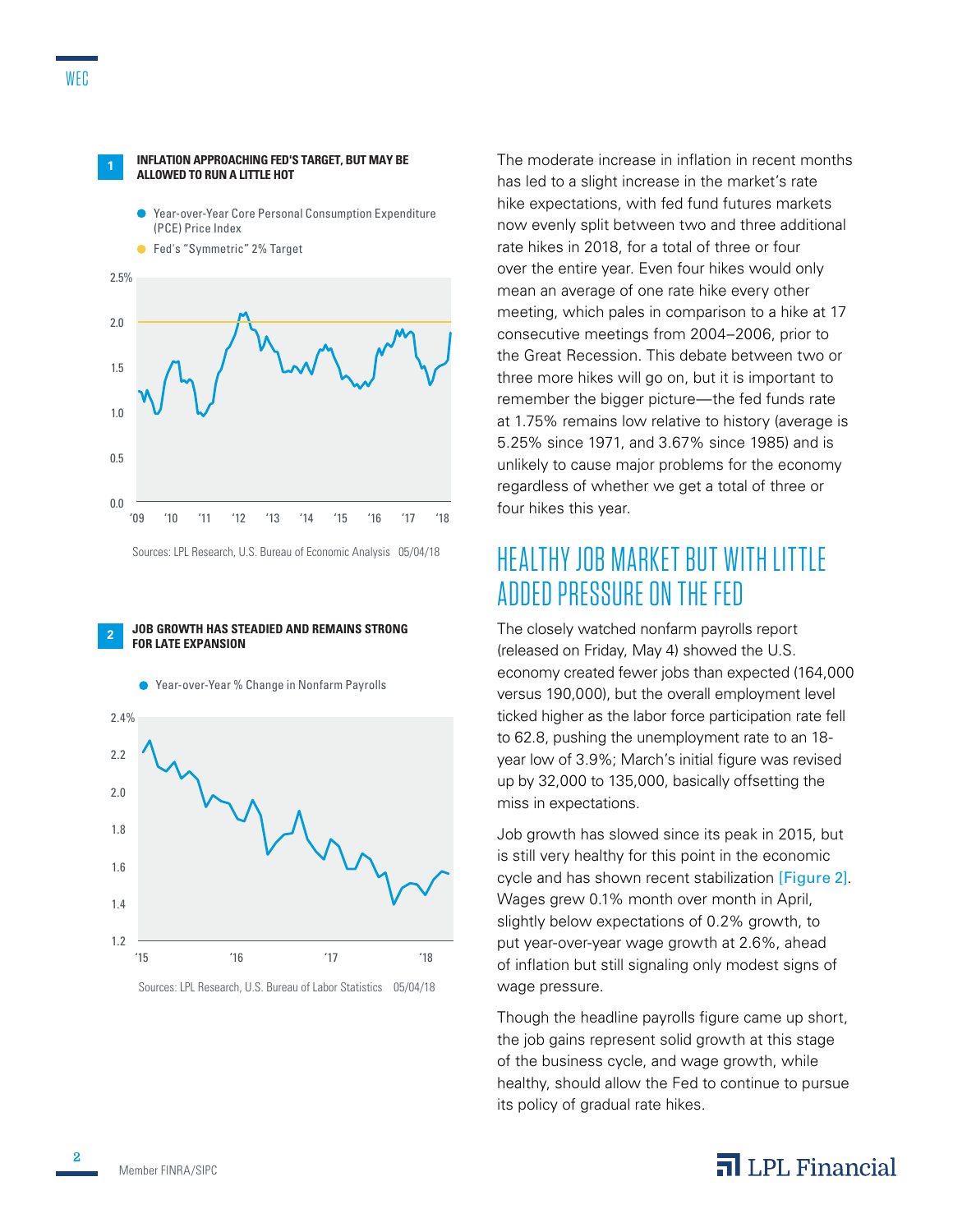**1 INFLATION APPROACHING FED'S TARGET, BUT MAY BE ALLOWED TO RUN A LITTLE HOT**

- Year-over-Year Core Personal Consumption Expenditure (PCE) Price Index
- Fed's "Symmetric" 2% Target

Sources: LPL Research, U.S. Bureau of Economic Analysis 05/04/18

**2 JOB GROWTH HAS STEADIED AND REMAINS STRONG FOR LATE EXPANSION**

- Year-over-Year % Change in Nonfarm Payrolls

Sources: LPL Research, U.S. Bureau of Labor Statistics 05/04/18

The moderate increase in inflation in recent months has led to a slight increase in the market's rate hike expectations, with fed fund futures markets now evenly split between two and three additional rate hikes in 2018, for a total of three or four over the entire year. Even four hikes would only mean an average of one rate hike every other meeting, which pales in comparison to a hike at 17 consecutive meetings from 2004–2006, prior to the Great Recession. This debate between two or three more hikes will go on, but it is important to remember the bigger picture—the fed funds rate at 1.75% remains low relative to history (average is 5.25% since 1971, and 3.67% since 1985) and is unlikely to cause major problems for the economy regardless of whether we get a total of three or four hikes this year.

## HEALTHY JOB MARKET BUT WITH LITTLE ADDED PRESSURE ON THE FED

The closely watched nonfarm payrolls report (released on Friday, May 4) showed the U.S. economy created fewer jobs than expected (164,000 versus 190,000), but the overall employment level ticked higher as the labor force participation rate fell to 62.8, pushing the unemployment rate to an 18-year low of 3.9%; March's initial figure was revised up by 32,000 to 135,000, basically offsetting the miss in expectations.

Job growth has slowed since its peak in 2015, but is still very healthy for this point in the economic cycle and has shown recent stabilization [Figure 2]. Wages grew 0.1% month over month in April, slightly below expectations of 0.2% growth, to put year-over-year wage growth at 2.6%, ahead of inflation but still signaling only modest signs of wage pressure.

Though the headline payrolls figure came up short, the job gains represent solid growth at this stage of the business cycle, and wage growth, while healthy, should allow the Fed to continue to pursue its policy of gradual rate hikes.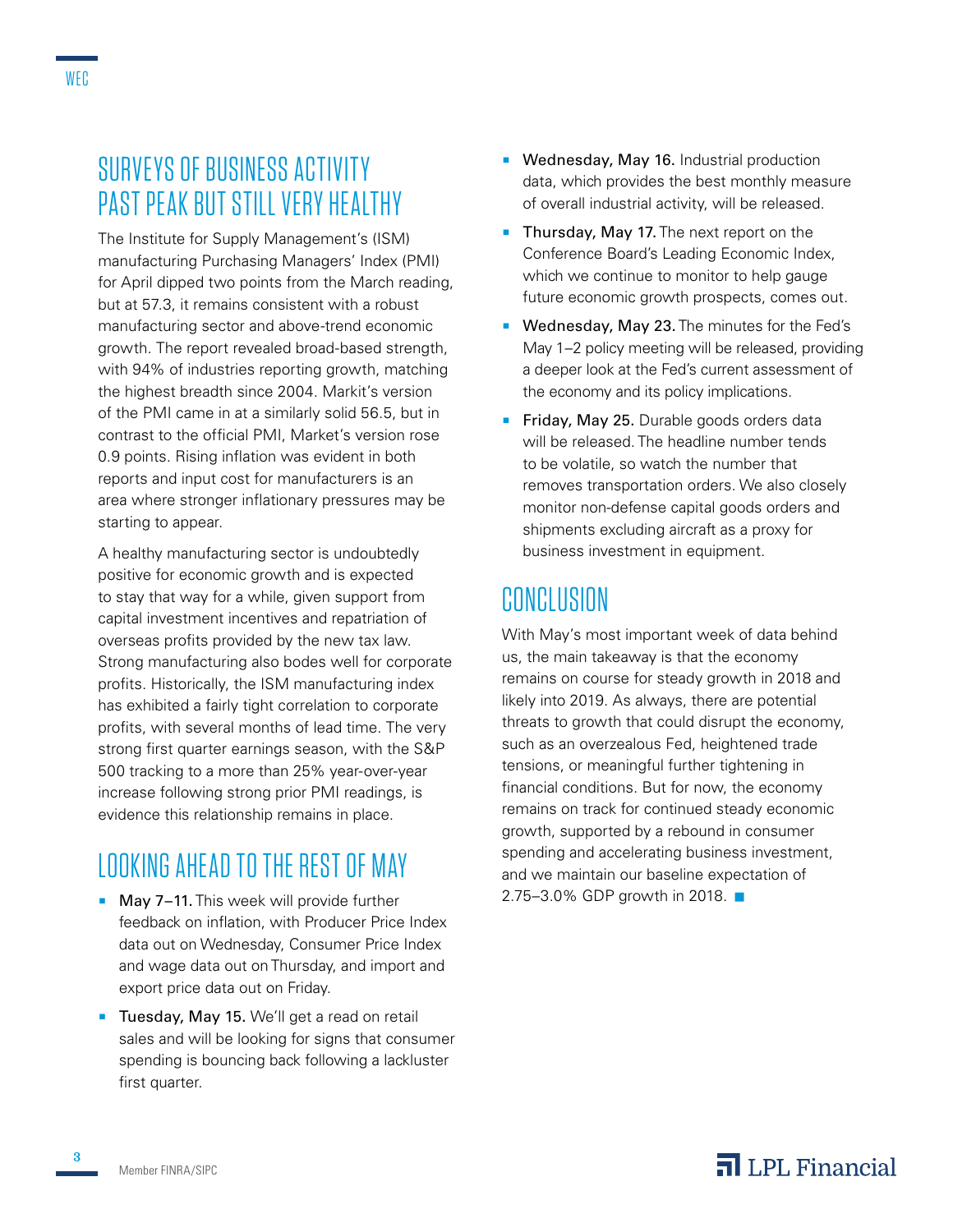## SURVEYS OF BUSINESS ACTIVITY PAST PEAK BUT STILL VERY HEALTHY

The Institute for Supply Management's (ISM) manufacturing Purchasing Managers' Index (PMI) for April dipped two points from the March reading, but at 57.3, it remains consistent with a robust manufacturing sector and above-trend economic growth. The report revealed broad-based strength, with 94% of industries reporting growth, matching the highest breadth since 2004. Markit's version of the PMI came in at a similarly solid 56.5, but in contrast to the official PMI, Market's version rose 0.9 points. Rising inflation was evident in both reports and input cost for manufacturers is an area where stronger inflationary pressures may be starting to appear.

A healthy manufacturing sector is undoubtedly positive for economic growth and is expected to stay that way for a while, given support from capital investment incentives and repatriation of overseas profits provided by the new tax law. Strong manufacturing also bodes well for corporate profits. Historically, the ISM manufacturing index has exhibited a fairly tight correlation to corporate profits, with several months of lead time. The very strong first quarter earnings season, with the S&P 500 tracking to a more than 25% year-over-year increase following strong prior PMI readings, is evidence this relationship remains in place.

## LOOKING AHEAD TO THE REST OF MAY

- **May 7–11.** This week will provide further feedback on inflation, with Producer Price Index data out on Wednesday, Consumer Price Index and wage data out on Thursday, and import and export price data out on Friday.
- **Tuesday, May 15.** We'll get a read on retail sales and will be looking for signs that consumer spending is bouncing back following a lackluster first quarter.
- **Wednesday, May 16.** Industrial production data, which provides the best monthly measure of overall industrial activity, will be released.
- **Thursday, May 17.** The next report on the Conference Board's Leading Economic Index, which we continue to monitor to help gauge future economic growth prospects, comes out.
- **Wednesday, May 23.** The minutes for the Fed's May 1–2 policy meeting will be released, providing a deeper look at the Fed's current assessment of the economy and its policy implications.
- **Friday, May 25.** Durable goods orders data will be released. The headline number tends to be volatile, so watch the number that removes transportation orders. We also closely monitor non-defense capital goods orders and shipments excluding aircraft as a proxy for business investment in equipment.

## CONCLUSION

With May's most important week of data behind us, the main takeaway is that the economy remains on course for steady growth in 2018 and likely into 2019. As always, there are potential threats to growth that could disrupt the economy, such as an overzealous Fed, heightened trade tensions, or meaningful further tightening in financial conditions. But for now, the economy remains on track for continued steady economic growth, supported by a rebound in consumer spending and accelerating business investment, and we maintain our baseline expectation of 2.75–3.0% GDP growth in 2018. ■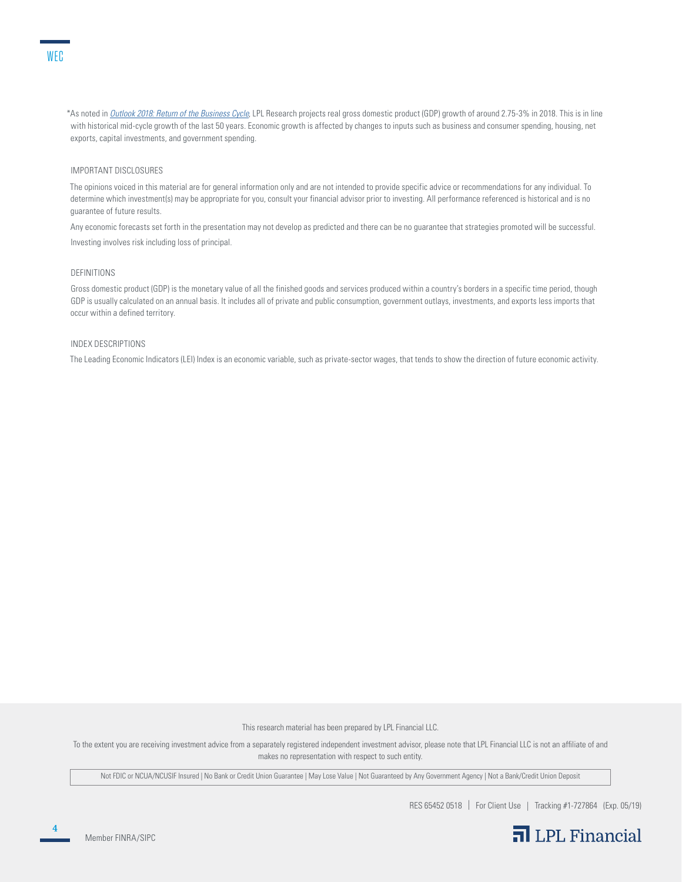*As noted in *Outlook 2018: Return of the Business Cycle*, LPL Research projects real gross domestic product (GDP) growth of around 2.75-3% in 2018. This is in line with historical mid-cycle growth of the last 50 years. Economic growth is affected by changes to inputs such as business and consumer spending, housing, net exports, capital investments, and government spending.

IMPORTANT DISCLOSURES

The opinions voiced in this material are for general information only and are not intended to provide specific advice or recommendations for any individual. To determine which investment(s) may be appropriate for you, consult your financial advisor prior to investing. All performance referenced is historical and is no guarantee of future results.

Any economic forecasts set forth in the presentation may not develop as predicted and there can be no guarantee that strategies promoted will be successful.

Investing involves risk including loss of principal.

DEFINITIONS

Gross domestic product (GDP) is the monetary value of all the finished goods and services produced within a country's borders in a specific time period, though GDP is usually calculated on an annual basis. It includes all of private and public consumption, government outlays, investments, and exports less imports that occur within a defined territory.

INDEX DESCRIPTIONS

The Leading Economic Indicators (LEI) Index is an economic variable, such as private-sector wages, that tends to show the direction of future economic activity.

This research material has been prepared by LPL Financial LLC.

To the extent you are receiving investment advice from a separately registered independent investment advisor, please note that LPL Financial LLC is not an affiliate of and makes no representation with respect to such entity.

Not FDIC or NCUA/NCUSIF Insured | No Bank or Credit Union Guarantee | May Lose Value | Not Guaranteed by Any Government Agency | Not a Bank/Credit Union Deposit

RES 65452 0518 | For Client Use | Tracking #1-727864 (Exp. 05/19)

Member FINRA/SIPC

LPL Financial